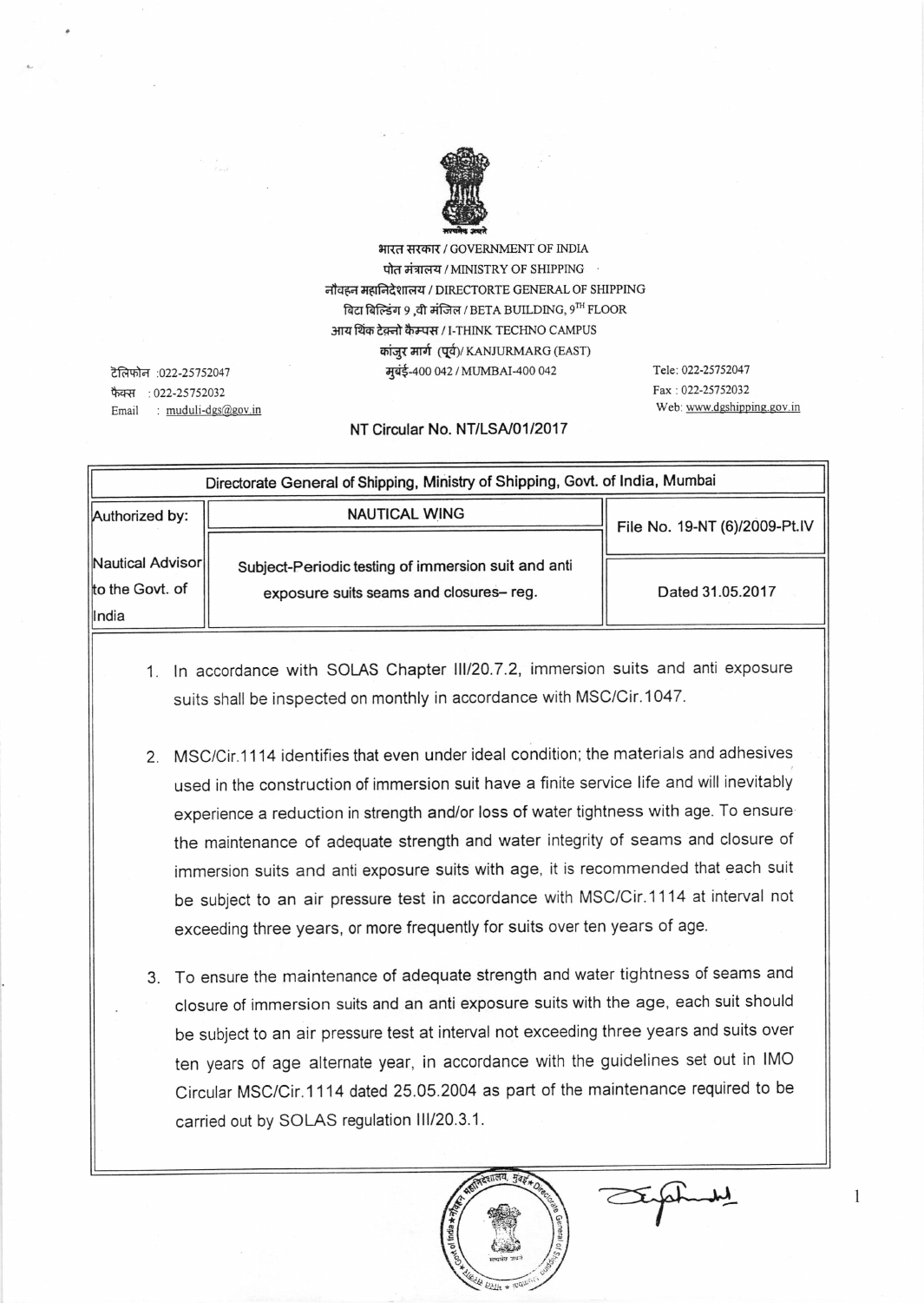भारत सरकार / GOVERNMENT OF INDIA
पोत मंत्रालय / MINISTRY OF SHIPPING
नौवहन महानिदेशालय / DIRECTORTE GENERAL OF SHIPPING
बिटा बिल्डिंग 9 ,वी मंजिल / BETA BUILDING, 9TH FLOOR
आय थिंक टेक्नो कैम्पस / I-THINK TECHNO CAMPUS
कांजुर मार्ग (पूर्व)/ KANJURMARG (EAST)
मुंबई-400 042 / MUMBAI-400 042

टेलिफोन :022-25752047
फैक्स : 022-25752032
Email : muduli-dgs@gov.in

Tele: 022-25752047
Fax : 022-25752032
Web: www.dgshipping.gov.in

**NT Circular No. NT/LSA/01/2017**

| Directorate General of Shipping, Ministry of Shipping, Govt. of India, Mumbai | | |
|---|---|---|
| Authorized by: | NAUTICAL WING | File No. 19-NT (6)/2009-Pt.IV |
| Nautical Advisor to the Govt. of India | Subject-Periodic testing of immersion suit and anti exposure suits seams and closures– reg. | Dated 31.05.2017 |

1. In accordance with SOLAS Chapter III/20.7.2, immersion suits and anti exposure suits shall be inspected on monthly in accordance with MSC/Cir.1047.

2. MSC/Cir.1114 identifies that even under ideal condition; the materials and adhesives used in the construction of immersion suit have a finite service life and will inevitably experience a reduction in strength and/or loss of water tightness with age. To ensure the maintenance of adequate strength and water integrity of seams and closure of immersion suits and anti exposure suits with age, it is recommended that each suit be subject to an air pressure test in accordance with MSC/Cir.1114 at interval not exceeding three years, or more frequently for suits over ten years of age.

3. To ensure the maintenance of adequate strength and water tightness of seams and closure of immersion suits and an anti exposure suits with the age, each suit should be subject to an air pressure test at interval not exceeding three years and suits over ten years of age alternate year, in accordance with the guidelines set out in IMO Circular MSC/Cir.1114 dated 25.05.2004 as part of the maintenance required to be carried out by SOLAS regulation III/20.3.1.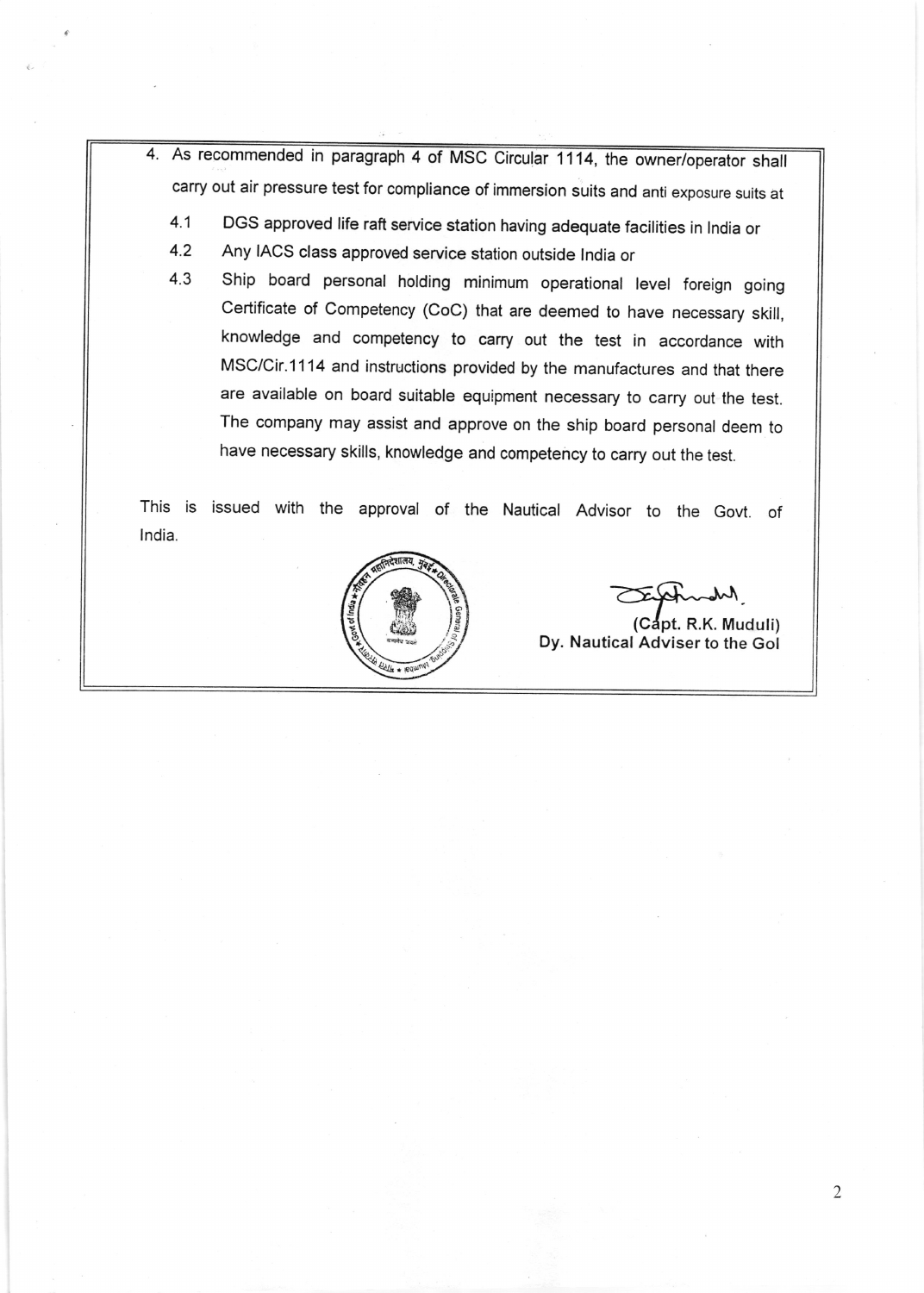4. As recommended in paragraph 4 of MSC Circular 1114, the owner/operator shall carry out air pressure test for compliance of immersion suits and anti exposure suits at

   4.1 DGS approved life raft service station having adequate facilities in India or

   4.2 Any IACS class approved service station outside India or

   4.3 Ship board personal holding minimum operational level foreign going Certificate of Competency (CoC) that are deemed to have necessary skill, knowledge and competency to carry out the test in accordance with MSC/Cir.1114 and instructions provided by the manufactures and that there are available on board suitable equipment necessary to carry out the test. The company may assist and approve on the ship board personal deem to have necessary skills, knowledge and competency to carry out the test.

This is issued with the approval of the Nautical Advisor to the Govt. of India.

(Capt. R.K. Muduli)
**Dy. Nautical Adviser to the GoI**